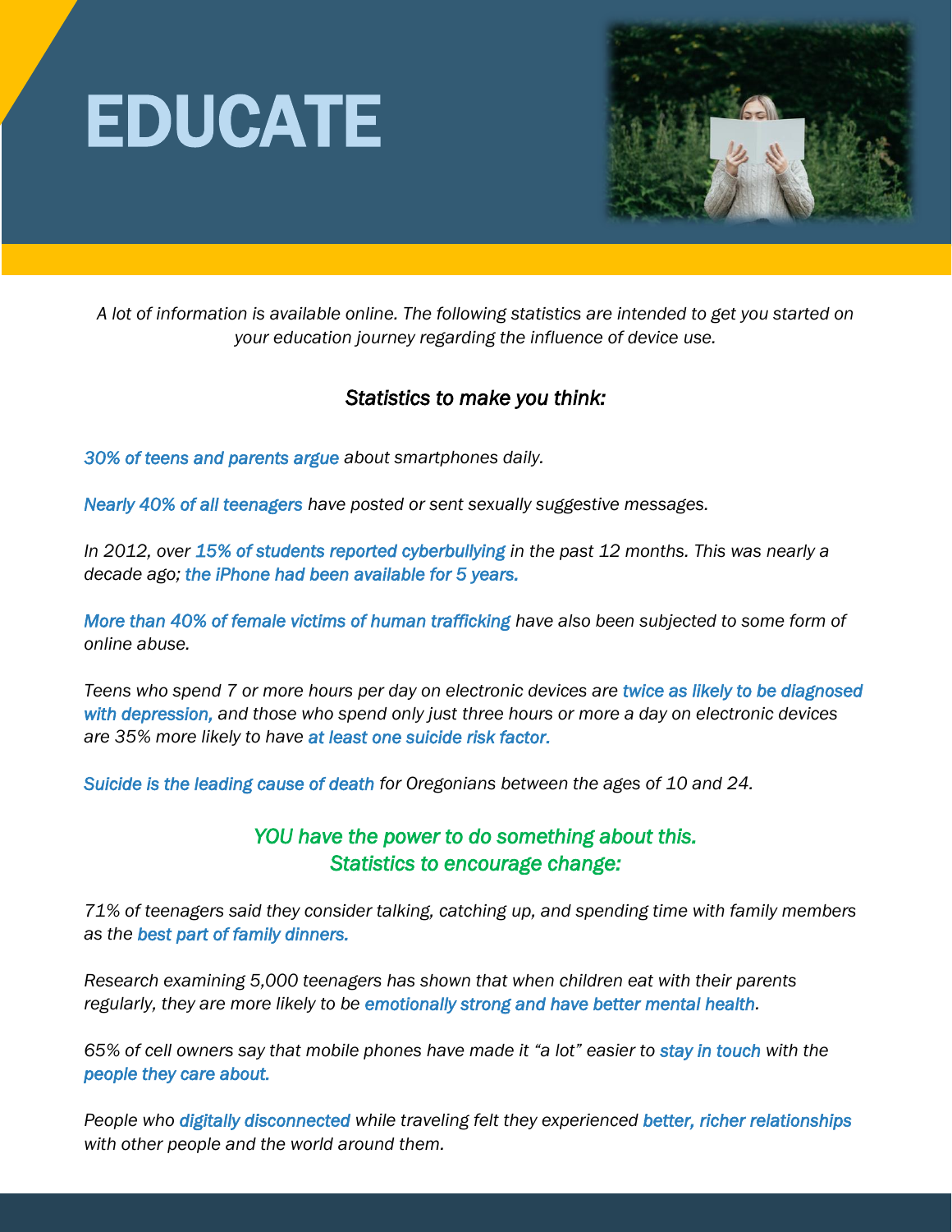# EDUCATE

*A lot of information is available online. The following statistics are intended to get you started on your education journey regarding the influence of device use.*

### *Statistics to make you think:*

*30% of teens and parents argue about smartphones daily.*

*Nearly 40% of all teenagers have posted or sent sexually suggestive messages.*

*In 2012, over 15% of students reported cyberbullying in the past 12 months. This was nearly a decade ago; the iPhone had been available for 5 years.*

*More than 40% of female victims of human trafficking have also been subjected to some form of online abuse.*

*Teens who spend 7 or more hours per day on electronic devices are twice as likely to be diagnosed with depression, and those who spend only just three hours or more a day on electronic devices are 35% more likely to have at least one suicide risk factor.*

*Suicide is the leading cause of death for Oregonians between the ages of 10 and 24.*

### *YOU have the power to do something about this.*
### *Statistics to encourage change:*

*71% of teenagers said they consider talking, catching up, and spending time with family members as the best part of family dinners.*

*Research examining 5,000 teenagers has shown that when children eat with their parents regularly, they are more likely to be emotionally strong and have better mental health.*

*65% of cell owners say that mobile phones have made it "a lot" easier to stay in touch with the people they care about.*

*People who digitally disconnected while traveling felt they experienced better, richer relationships with other people and the world around them.*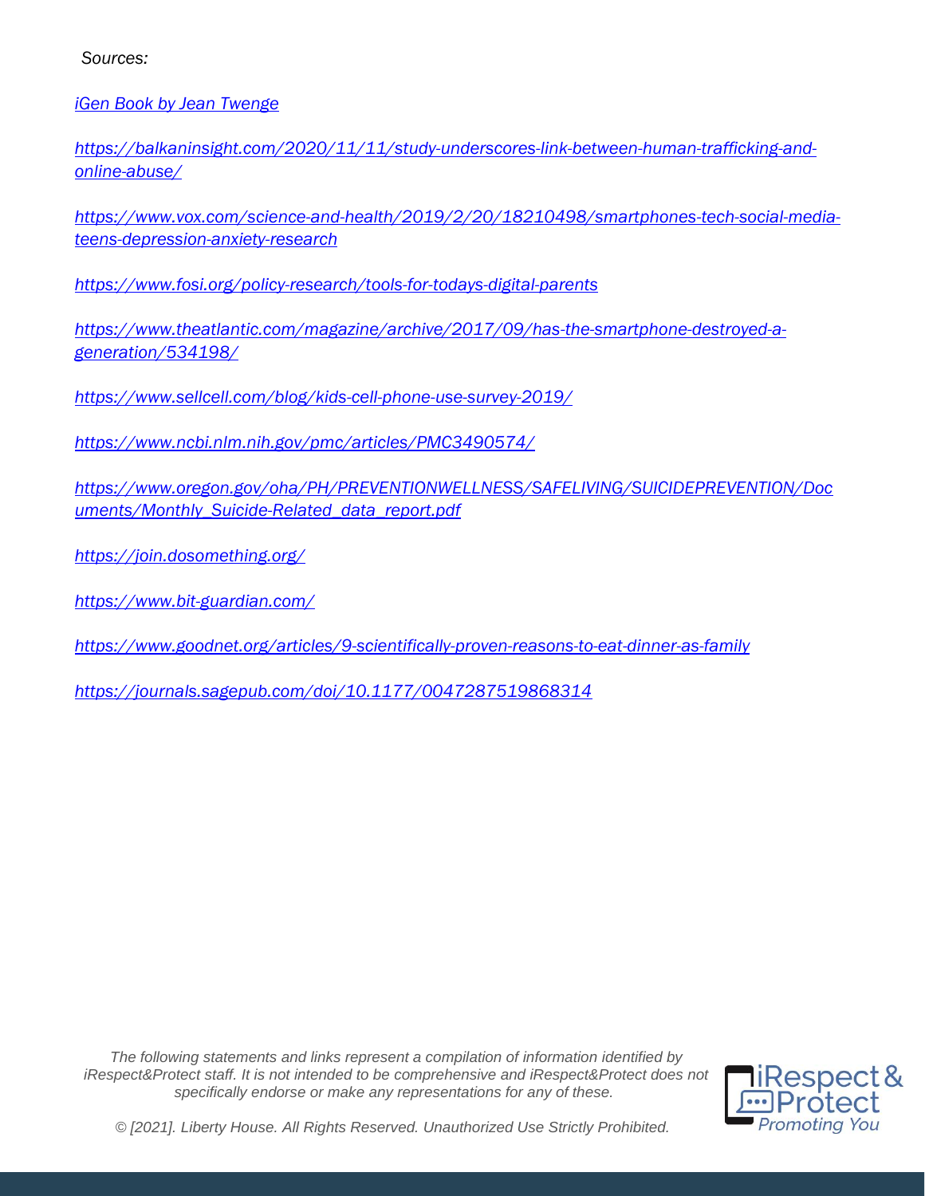*Sources:*

*iGen Book by Jean Twenge*

*https://balkaninsight.com/2020/11/11/study-underscores-link-between-human-trafficking-and-online-abuse/*

*https://www.vox.com/science-and-health/2019/2/20/18210498/smartphones-tech-social-media-teens-depression-anxiety-research*

*https://www.fosi.org/policy-research/tools-for-todays-digital-parents*

*https://www.theatlantic.com/magazine/archive/2017/09/has-the-smartphone-destroyed-a-generation/534198/*

*https://www.sellcell.com/blog/kids-cell-phone-use-survey-2019/*

*https://www.ncbi.nlm.nih.gov/pmc/articles/PMC3490574/*

*https://www.oregon.gov/oha/PH/PREVENTIONWELLNESS/SAFELIVING/SUICIDEPREVENTION/Documents/Monthly_Suicide-Related_data_report.pdf*

*https://join.dosomething.org/*

*https://www.bit-guardian.com/*

*https://www.goodnet.org/articles/9-scientifically-proven-reasons-to-eat-dinner-as-family*

*https://journals.sagepub.com/doi/10.1177/0047287519868314*

*The following statements and links represent a compilation of information identified by iRespect&Protect staff. It is not intended to be comprehensive and iRespect&Protect does not specifically endorse or make any representations for any of these.*

*© [2021]. Liberty House. All Rights Reserved. Unauthorized Use Strictly Prohibited.*

iRespect & Protect
*Promoting You*